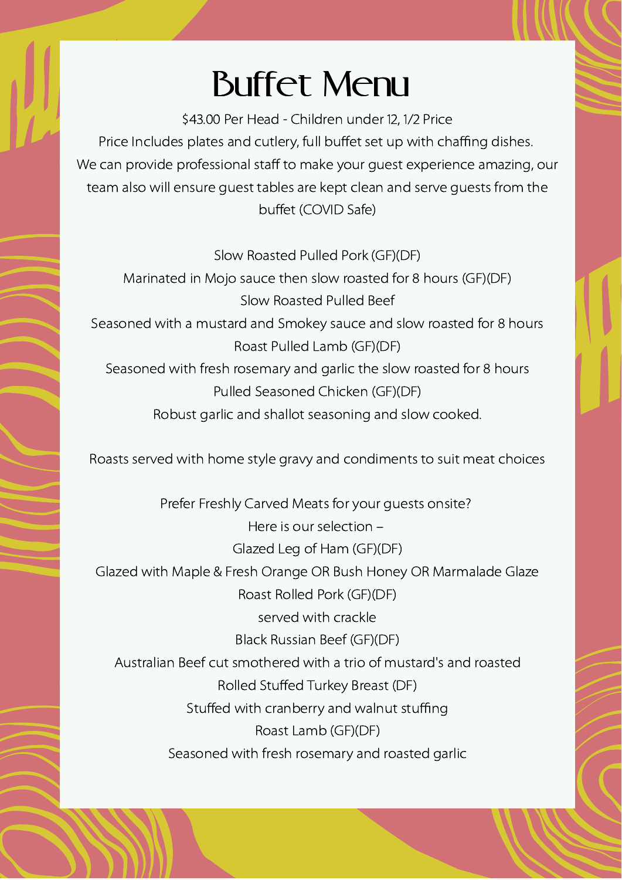# Buffet Menu

$43.00 Per Head - Children under 12, 1/2 Price

Price Includes plates and cutlery, full buffet set up with chaffing dishes. We can provide professional staff to make your guest experience amazing, our team also will ensure guest tables are kept clean and serve guests from the buffet (COVID Safe)

Slow Roasted Pulled Pork (GF)(DF)

Marinated in Mojo sauce then slow roasted for 8 hours (GF)(DF)

Slow Roasted Pulled Beef

Seasoned with a mustard and Smokey sauce and slow roasted for 8 hours

Roast Pulled Lamb (GF)(DF)

Seasoned with fresh rosemary and garlic the slow roasted for 8 hours

Pulled Seasoned Chicken (GF)(DF)

Robust garlic and shallot seasoning and slow cooked.

Roasts served with home style gravy and condiments to suit meat choices

Prefer Freshly Carved Meats for your guests onsite?

Here is our selection –

Glazed Leg of Ham (GF)(DF)

Glazed with Maple & Fresh Orange OR Bush Honey OR Marmalade Glaze

Roast Rolled Pork (GF)(DF)

served with crackle

Black Russian Beef (GF)(DF)

Australian Beef cut smothered with a trio of mustard's and roasted

Rolled Stuffed Turkey Breast (DF)

Stuffed with cranberry and walnut stuffing

Roast Lamb (GF)(DF)

Seasoned with fresh rosemary and roasted garlic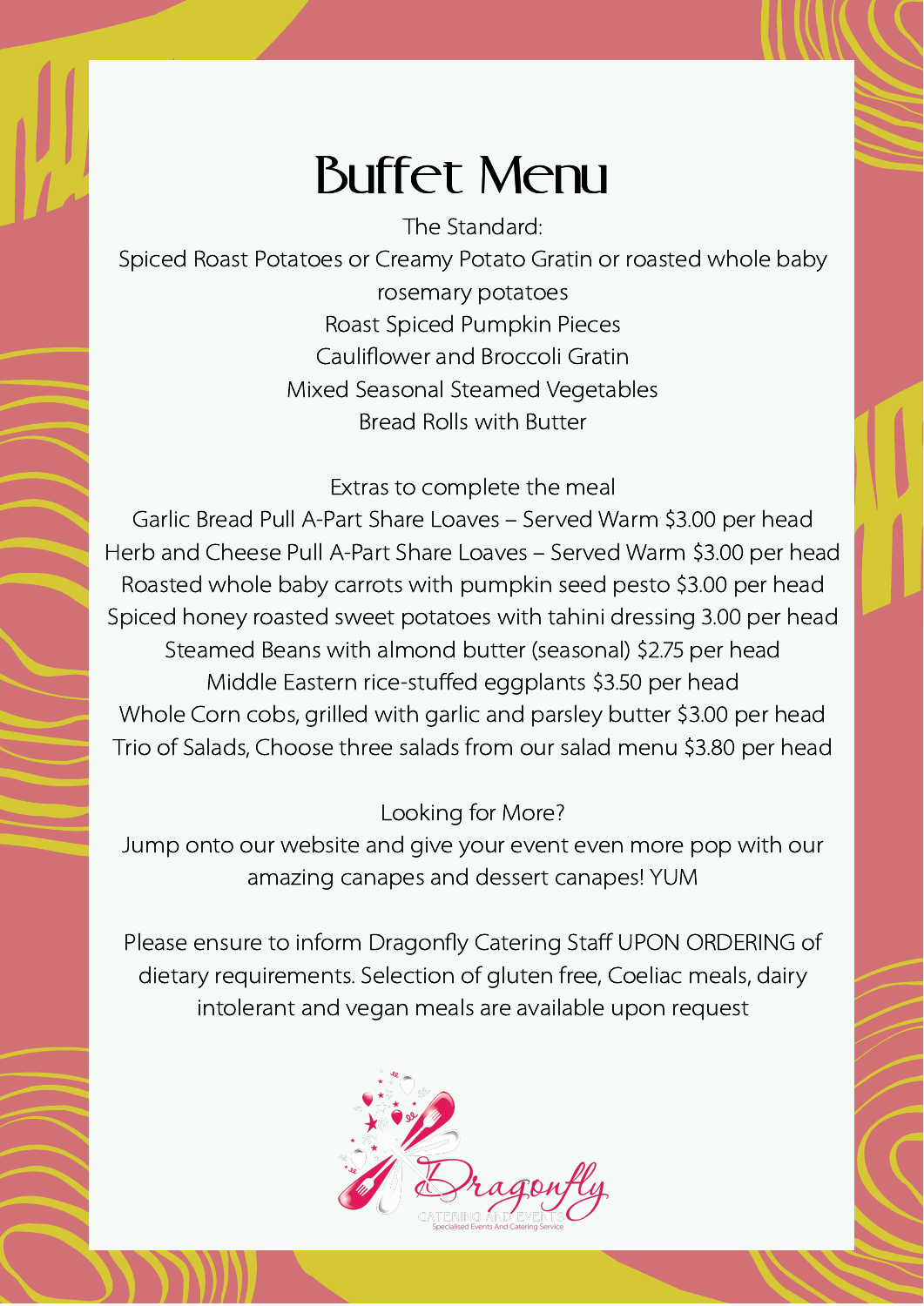# Buffet Menu

The Standard:

Spiced Roast Potatoes or Creamy Potato Gratin or roasted whole baby rosemary potatoes

Roast Spiced Pumpkin Pieces

Cauliflower and Broccoli Gratin

Mixed Seasonal Steamed Vegetables

Bread Rolls with Butter

Extras to complete the meal

Garlic Bread Pull A-Part Share Loaves – Served Warm $3.00 per head

Herb and Cheese Pull A-Part Share Loaves – Served Warm $3.00 per head

Roasted whole baby carrots with pumpkin seed pesto $3.00 per head

Spiced honey roasted sweet potatoes with tahini dressing 3.00 per head

Steamed Beans with almond butter (seasonal) $2.75 per head

Middle Eastern rice-stuffed eggplants $3.50 per head

Whole Corn cobs, grilled with garlic and parsley butter $3.00 per head

Trio of Salads, Choose three salads from our salad menu $3.80 per head

Looking for More?

Jump onto our website and give your event even more pop with our amazing canapes and dessert canapes! YUM

Please ensure to inform Dragonfly Catering Staff UPON ORDERING of dietary requirements. Selection of gluten free, Coeliac meals, dairy intolerant and vegan meals are available upon request

Dragonfly

CATERING AND EVENTS

Specialised Events And Catering Service